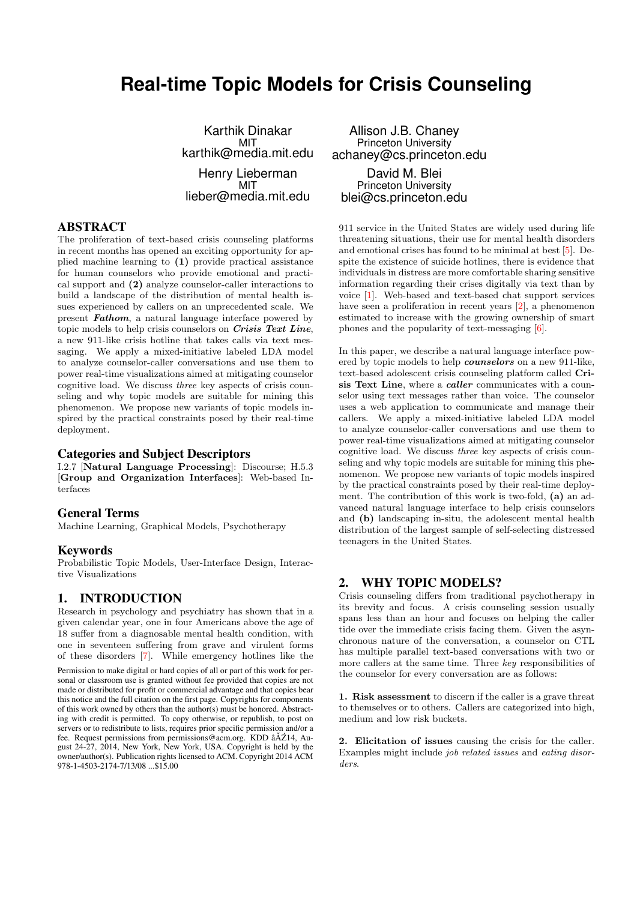# Real-time Topic Models for Crisis Counseling

Karthik Dinakar
MIT
karthik@media.mit.edu

Allison J.B. Chaney
Princeton University
achaney@cs.princeton.edu

Henry Lieberman
MIT
lieber@media.mit.edu

David M. Blei
Princeton University
blei@cs.princeton.edu

## ABSTRACT

The proliferation of text-based crisis counseling platforms in recent months has opened an exciting opportunity for applied machine learning to **(1)** provide practical assistance for human counselors who provide emotional and practical support and **(2)** analyze counselor-caller interactions to build a landscape of the distribution of mental health issues experienced by callers on an unprecedented scale. We present ***Fathom***, a natural language interface powered by topic models to help crisis counselors on ***Crisis Text Line***, a new 911-like crisis hotline that takes calls via text messaging. We apply a mixed-initiative labeled LDA model to analyze counselor-caller conversations and use them to power real-time visualizations aimed at mitigating counselor cognitive load. We discuss *three* key aspects of crisis counseling and why topic models are suitable for mining this phenomenon. We propose new variants of topic models inspired by the practical constraints posed by their real-time deployment.

### Categories and Subject Descriptors

I.2.7 [**Natural Language Processing**]: Discourse; H.5.3 [**Group and Organization Interfaces**]: Web-based Interfaces

### General Terms

Machine Learning, Graphical Models, Psychotherapy

### Keywords

Probabilistic Topic Models, User-Interface Design, Interactive Visualizations

## 1. INTRODUCTION

Research in psychology and psychiatry has shown that in a given calendar year, one in four Americans above the age of 18 suffer from a diagnosable mental health condition, with one in seventeen suffering from grave and virulent forms of these disorders [7]. While emergency hotlines like the 911 service in the United States are widely used during life threatening situations, their use for mental health disorders and emotional crises has found to be minimal at best [5]. Despite the existence of suicide hotlines, there is evidence that individuals in distress are more comfortable sharing sensitive information regarding their crises digitally via text than by voice [1]. Web-based and text-based chat support services have seen a proliferation in recent years [2], a phenomenon estimated to increase with the growing ownership of smart phones and the popularity of text-messaging [6].

Permission to make digital or hard copies of all or part of this work for personal or classroom use is granted without fee provided that copies are not made or distributed for profit or commercial advantage and that copies bear this notice and the full citation on the first page. Copyrights for components of this work owned by others than the author(s) must be honored. Abstracting with credit is permitted. To copy otherwise, or republish, to post on servers or to redistribute to lists, requires prior specific permission and/or a fee. Request permissions from permissions@acm.org. KDD âĂŹ14, August 24-27, 2014, New York, New York, USA. Copyright is held by the owner/author(s). Publication rights licensed to ACM. Copyright 2014 ACM 978-1-4503-2174-7/13/08 ...$15.00

In this paper, we describe a natural language interface powered by topic models to help ***counselors*** on a new 911-like, text-based adolescent crisis counseling platform called **Crisis Text Line**, where a ***caller*** communicates with a counselor using text messages rather than voice. The counselor uses a web application to communicate and manage their callers. We apply a mixed-initiative labeled LDA model to analyze counselor-caller conversations and use them to power real-time visualizations aimed at mitigating counselor cognitive load. We discuss *three* key aspects of crisis counseling and why topic models are suitable for mining this phenomenon. We propose new variants of topic models inspired by the practical constraints posed by their real-time deployment. The contribution of this work is two-fold, **(a)** an advanced natural language interface to help crisis counselors and **(b)** landscaping in-situ, the adolescent mental health distribution of the largest sample of self-selecting distressed teenagers in the United States.

## 2. WHY TOPIC MODELS?

Crisis counseling differs from traditional psychotherapy in its brevity and focus. A crisis counseling session usually spans less than an hour and focuses on helping the caller tide over the immediate crisis facing them. Given the asynchronous nature of the conversation, a counselor on CTL has multiple parallel text-based conversations with two or more callers at the same time. Three *key* responsibilities of the counselor for every conversation are as follows:

**1. Risk assessment** to discern if the caller is a grave threat to themselves or to others. Callers are categorized into high, medium and low risk buckets.

**2. Elicitation of issues** causing the crisis for the caller. Examples might include *job related issues* and *eating disorders*.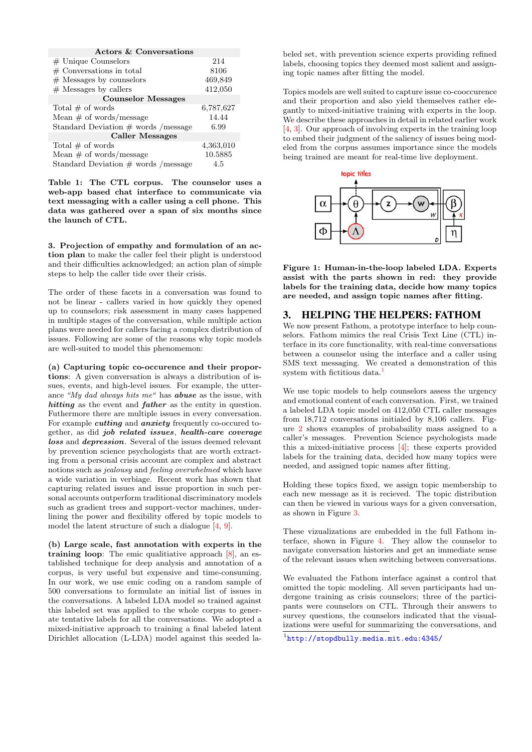| Actors & Conversations | |
|---|---|
| # Unique Counselors | 214 |
| # Conversations in total | 8106 |
| # Messages by counselors | 469,849 |
| # Messages by callers | 412,050 |
| **Counselor Messages** | |
| Total # of words | 6,787,627 |
| Mean # of words/message | 14.44 |
| Standard Deviation # words /message | 6.99 |
| **Caller Messages** | |
| Total # of words | 4,363,010 |
| Mean # of words/message | 10.5885 |
| Standard Deviation # words /message | 4.5 |

**Table 1: The CTL corpus. The counselor uses a web-app based chat interface to communicate via text messaging with a caller using a cell phone. This data was gathered over a span of six months since the launch of CTL.**

**3. Projection of empathy and formulation of an action plan** to make the caller feel their plight is understood and their difficulties acknowledged; an action plan of simple steps to help the caller tide over their crisis.

The order of these facets in a conversation was found to not be linear - callers varied in how quickly they opened up to counselors; risk assessment in many cases happened in multiple stages of the conversation, while multiple action plans were needed for callers facing a complex distribution of issues. Following are some of the reasons why topic models are well-suited to model this phenomemon:

**(a) Capturing topic co-occurence and their proportions**: A given conversation is always a distribution of issues, events, and high-level issues. For example, the utterance *"My dad always hits me"* has ***abuse*** as the issue, with ***hitting*** as the event and ***father*** as the entity in question. Futhermore there are multiple issues in every conversation. For example ***cutting*** and ***anxiety*** frequently co-occured together, as did ***job related issues***, ***health-care coverage loss*** and ***depression***. Several of the issues deemed relevant by prevention science psychologists that are worth extracting from a personal crisis account are complex and abstract notions such as *jealousy* and *feeling overwhelmed* which have a wide variation in verbiage. Recent work has shown that capturing related issues and issue proportion in such personal accounts outperform traditional discriminatory models such as gradient trees and support-vector machines, underlining the power and flexibility offered by topic models to model the latent structure of such a dialogue [4, 9].

**(b) Large scale, fast annotation with experts in the training loop**: The emic qualitiative approach [8], an established technique for deep analysis and annotation of a corpus, is very useful but expensive and time-consuming. In our work, we use emic coding on a random sample of 500 conversations to formulate an initial list of issues in the conversations. A labeled LDA model so trained against this labeled set was applied to the whole corpus to generate tentative labels for all the conversations. We adopted a mixed-initiative approach to training a final labeled latent Dirichlet allocation (L-LDA) model against this seeded labeled set, with prevention science experts providing refined labels, choosing topics they deemed most salient and assigning topic names after fitting the model.

Topics models are well suited to capture issue co-cooccurence and their proportion and also yield themselves rather elegantly to mixed-initiative training with experts in the loop. We describe these approaches in detail in related earlier work [4, 3]. Our approach of involving experts in the training loop to embed their judgment of the saliency of issues being modeled from the corpus assumes importance since the models being trained are meant for real-time live deployment.

**Figure 1: Human-in-the-loop labeled LDA. Experts assist with the parts shown in red: they provide labels for the training data, decide how many topics are needed, and assign topic names after fitting.**

## 3. HELPING THE HELPERS: FATHOM

We now present Fathom, a prototype interface to help counselors. Fathom mimics the real Crisis Text Line (CTL) interface in its core functionality, with real-time conversations between a counselor using the interface and a caller using SMS text messaging. We created a demonstration of this system with fictitious data.[1]

We use topic models to help counselors assess the urgency and emotional content of each conversation. First, we trained a labeled LDA topic model on 412,050 CTL caller messages from 18,712 conversations initialed by 8,106 callers. Figure 2 shows examples of probabaility mass assigned to a caller's messages. Prevention Science psychologists made this a mixed-initiative process [4]; these experts provided labels for the training data, decided how many topics were needed, and assigned topic names after fitting.

Holding these topics fixed, we assign topic membership to each new message as it is recieved. The topic distribution can then be viewed in various ways for a given conversation, as shown in Figure 3.

These vizualizations are embedded in the full Fathom interface, shown in Figure 4. They allow the counselor to navigate conversation histories and get an immediate sense of the relevant issues when switching between conversations.

We evaluated the Fathom interface against a control that omitted the topic modeling. All seven participants had undergone training as crisis counselors; three of the participants were counselors on CTL. Through their answers to survey questions, the counselors indicated that the visualizations were useful for summarizing the conversations, and

[1] http://stopdbully.media.mit.edu:4345/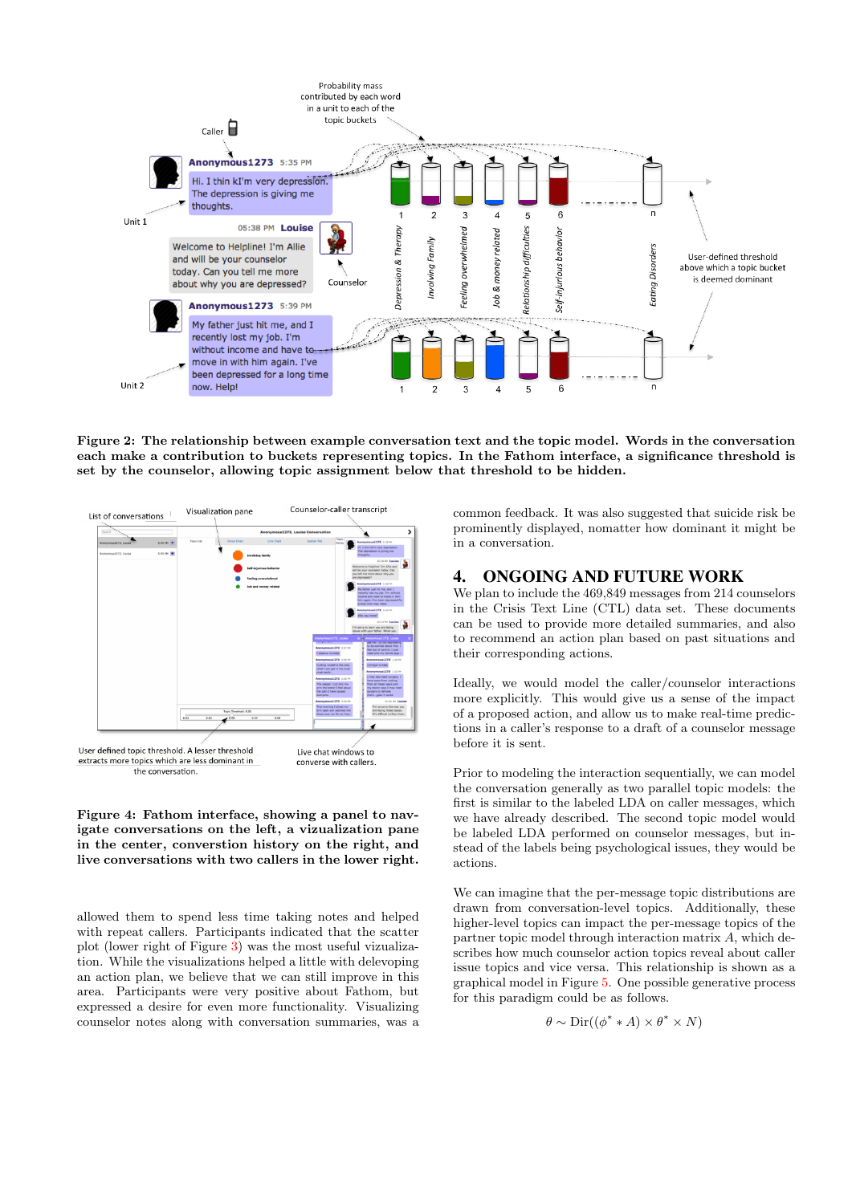**Figure 2: The relationship between example conversation text and the topic model. Words in the conversation each make a contribution to buckets representing topics. In the Fathom interface, a significance threshold is set by the counselor, allowing topic assignment below that threshold to be hidden.**

**Figure 4: Fathom interface, showing a panel to navigate conversations on the left, a vizualization pane in the center, converstion history on the right, and live conversations with two callers in the lower right.**

allowed them to spend less time taking notes and helped with repeat callers. Participants indicated that the scatter plot (lower right of Figure 3) was the most useful vizualization. While the visualizations helped a little with delevoping an action plan, we believe that we can still improve in this area. Participants were very positive about Fathom, but expressed a desire for even more functionality. Visualizing counselor notes along with conversation summaries, was a common feedback. It was also suggested that suicide risk be prominently displayed, nomatter how dominant it might be in a conversation.

## 4. ONGOING AND FUTURE WORK

We plan to include the 469,849 messages from 214 counselors in the Crisis Text Line (CTL) data set. These documents can be used to provide more detailed summaries, and also to recommend an action plan based on past situations and their corresponding actions.

Ideally, we would model the caller/counselor interactions more explicitly. This would give us a sense of the impact of a proposed action, and allow us to make real-time predictions in a caller's response to a draft of a counselor message before it is sent.

Prior to modeling the interaction sequentially, we can model the conversation generally as two parallel topic models: the first is similar to the labeled LDA on caller messages, which we have already described. The second topic model would be labeled LDA performed on counselor messages, but instead of the labels being psychological issues, they would be actions.

We can imagine that the per-message topic distributions are drawn from conversation-level topics. Additionally, these higher-level topics can impact the per-message topics of the partner topic model through interaction matrix $A$, which describes how much counselor action topics reveal about caller issue topics and vice versa. This relationship is shown as a graphical model in Figure 5. One possible generative process for this paradigm could be as follows.

$$\theta \sim \mathrm{Dir}((\phi^* * A) \times \theta^* \times N)$$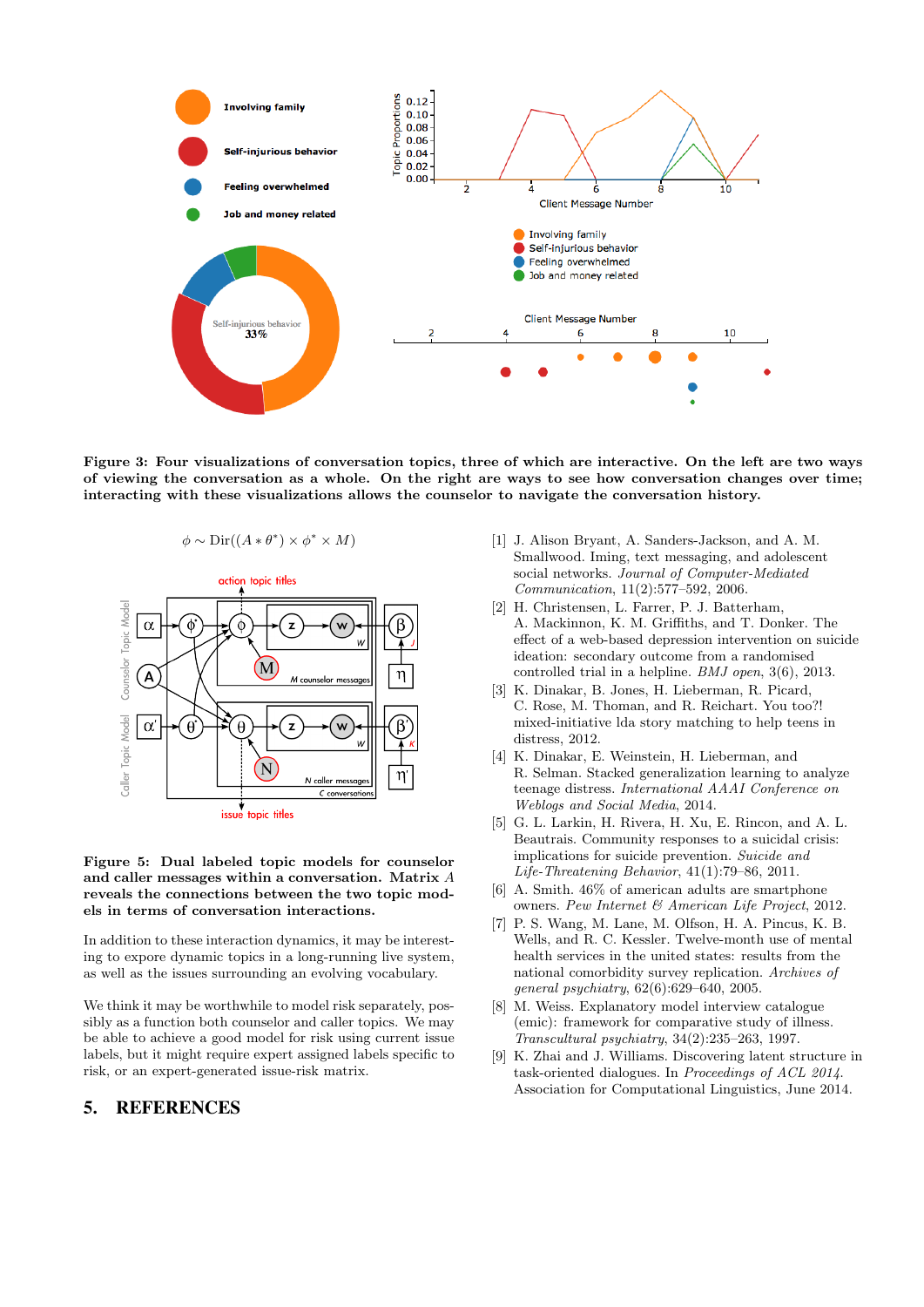Involving family

Self-injurious behavior

Feeling overwhelmed

Job and money related

Self-injurious behavior
33%

Topic Proportions
0.12
0.10
0.08
0.06
0.04
0.02
0.00
2
4
6
8
10
Client Message Number

Involving family
Self-injurious behavior
Feeling overwhelmed
Job and money related

Client Message Number
2
4
6
8
10

**Figure 3: Four visualizations of conversation topics, three of which are interactive. On the left are two ways of viewing the conversation as a whole. On the right are ways to see how conversation changes over time; interacting with these visualizations allows the counselor to navigate the conversation history.**

$$\phi \sim \mathrm{Dir}((A * \theta^*) \times \phi^* \times M)$$

action topic titles

Counselor Topic Model

Caller Topic Model

M counselor messages

N caller messages

C conversations

issue topic titles

**Figure 5: Dual labeled topic models for counselor and caller messages within a conversation. Matrix $A$ reveals the connections between the two topic models in terms of conversation interactions.**

In addition to these interaction dynamics, it may be interesting to expore dynamic topics in a long-running live system, as well as the issues surrounding an evolving vocabulary.

We think it may be worthwhile to model risk separately, possibly as a function both counselor and caller topics. We may be able to achieve a good model for risk using current issue labels, but it might require expert assigned labels specific to risk, or an expert-generated issue-risk matrix.

## 5. REFERENCES

[1] J. Alison Bryant, A. Sanders-Jackson, and A. M. Smallwood. Iming, text messaging, and adolescent social networks. *Journal of Computer-Mediated Communication*, 11(2):577–592, 2006.

[2] H. Christensen, L. Farrer, P. J. Batterham, A. Mackinnon, K. M. Griffiths, and T. Donker. The effect of a web-based depression intervention on suicide ideation: secondary outcome from a randomised controlled trial in a helpline. *BMJ open*, 3(6), 2013.

[3] K. Dinakar, B. Jones, H. Lieberman, R. Picard, C. Rose, M. Thoman, and R. Reichart. You too?! mixed-initiative lda story matching to help teens in distress, 2012.

[4] K. Dinakar, E. Weinstein, H. Lieberman, and R. Selman. Stacked generalization learning to analyze teenage distress. *International AAAI Conference on Weblogs and Social Media*, 2014.

[5] G. L. Larkin, H. Rivera, H. Xu, E. Rincon, and A. L. Beautrais. Community responses to a suicidal crisis: implications for suicide prevention. *Suicide and Life-Threatening Behavior*, 41(1):79–86, 2011.

[6] A. Smith. 46% of american adults are smartphone owners. *Pew Internet & American Life Project*, 2012.

[7] P. S. Wang, M. Lane, M. Olfson, H. A. Pincus, K. B. Wells, and R. C. Kessler. Twelve-month use of mental health services in the united states: results from the national comorbidity survey replication. *Archives of general psychiatry*, 62(6):629–640, 2005.

[8] M. Weiss. Explanatory model interview catalogue (emic): framework for comparative study of illness. *Transcultural psychiatry*, 34(2):235–263, 1997.

[9] K. Zhai and J. Williams. Discovering latent structure in task-oriented dialogues. In *Proceedings of ACL 2014*. Association for Computational Linguistics, June 2014.